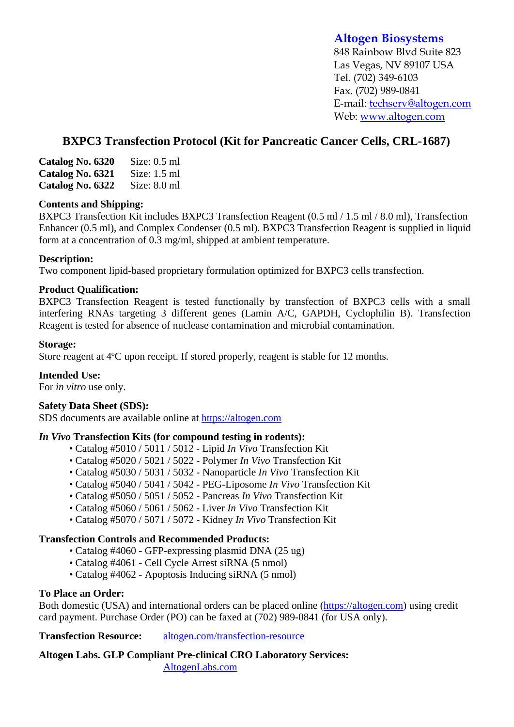**Altogen Biosystems**
848 Rainbow Blvd Suite 823
Las Vegas, NV 89107 USA
Tel. (702) 349-6103
Fax. (702) 989-0841
E-mail: techserv@altogen.com
Web: www.altogen.com

# BXPC3 Transfection Protocol (Kit for Pancreatic Cancer Cells, CRL-1687)

**Catalog No. 6320** Size: 0.5 ml
**Catalog No. 6321** Size: 1.5 ml
**Catalog No. 6322** Size: 8.0 ml

**Contents and Shipping:**
BXPC3 Transfection Kit includes BXPC3 Transfection Reagent (0.5 ml / 1.5 ml / 8.0 ml), Transfection Enhancer (0.5 ml), and Complex Condenser (0.5 ml). BXPC3 Transfection Reagent is supplied in liquid form at a concentration of 0.3 mg/ml, shipped at ambient temperature.

**Description:**
Two component lipid-based proprietary formulation optimized for BXPC3 cells transfection.

**Product Qualification:**
BXPC3 Transfection Reagent is tested functionally by transfection of BXPC3 cells with a small interfering RNAs targeting 3 different genes (Lamin A/C, GAPDH, Cyclophilin B). Transfection Reagent is tested for absence of nuclease contamination and microbial contamination.

**Storage:**
Store reagent at 4ºC upon receipt. If stored properly, reagent is stable for 12 months.

**Intended Use:**
For *in vitro* use only.

**Safety Data Sheet (SDS):**
SDS documents are available online at https://altogen.com

***In Vivo* Transfection Kits (for compound testing in rodents):**

- Catalog #5010 / 5011 / 5012 - Lipid *In Vivo* Transfection Kit
- Catalog #5020 / 5021 / 5022 - Polymer *In Vivo* Transfection Kit
- Catalog #5030 / 5031 / 5032 - Nanoparticle *In Vivo* Transfection Kit
- Catalog #5040 / 5041 / 5042 - PEG-Liposome *In Vivo* Transfection Kit
- Catalog #5050 / 5051 / 5052 - Pancreas *In Vivo* Transfection Kit
- Catalog #5060 / 5061 / 5062 - Liver *In Vivo* Transfection Kit
- Catalog #5070 / 5071 / 5072 - Kidney *In Vivo* Transfection Kit

**Transfection Controls and Recommended Products:**

- Catalog #4060 - GFP-expressing plasmid DNA (25 ug)
- Catalog #4061 - Cell Cycle Arrest siRNA (5 nmol)
- Catalog #4062 - Apoptosis Inducing siRNA (5 nmol)

**To Place an Order:**
Both domestic (USA) and international orders can be placed online (https://altogen.com) using credit card payment. Purchase Order (PO) can be faxed at (702) 989-0841 (for USA only).

**Transfection Resource:** altogen.com/transfection-resource

**Altogen Labs. GLP Compliant Pre-clinical CRO Laboratory Services:**
AltogenLabs.com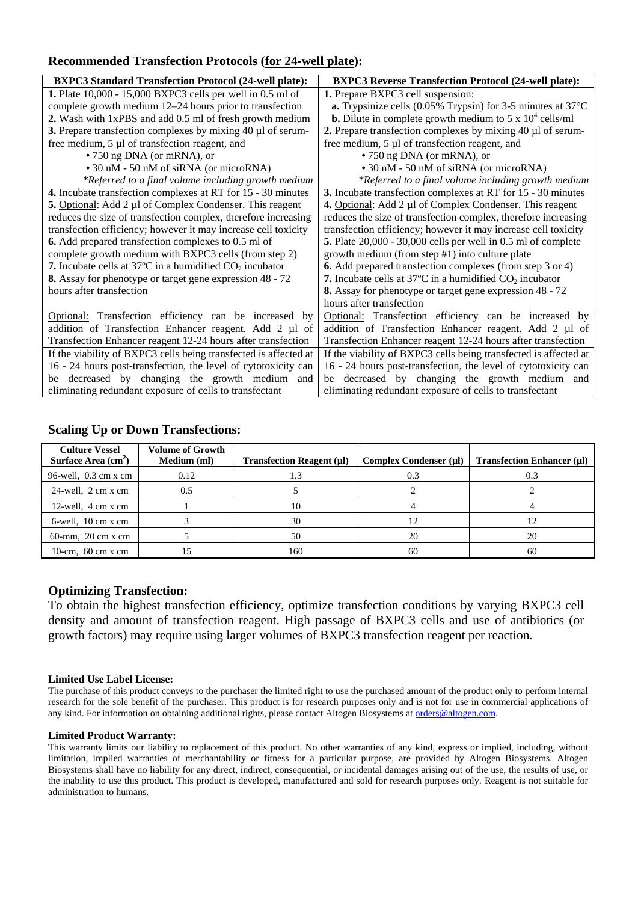## Recommended Transfection Protocols (for 24-well plate):

| BXPC3 Standard Transfection Protocol (24-well plate): | BXPC3 Reverse Transfection Protocol (24-well plate): |
|---|---|
| **1.** Plate 10,000 - 15,000 BXPC3 cells per well in 0.5 ml of complete growth medium 12–24 hours prior to transfection<br>**2.** Wash with 1xPBS and add 0.5 ml of fresh growth medium<br>**3.** Prepare transfection complexes by mixing 40 µl of serum-free medium, 5 µl of transfection reagent, and<br>• 750 ng DNA (or mRNA), or<br>• 30 nM - 50 nM of siRNA (or microRNA)<br>*\*Referred to a final volume including growth medium*<br>**4.** Incubate transfection complexes at RT for 15 - 30 minutes<br>**5.** Optional: Add 2 µl of Complex Condenser. This reagent reduces the size of transfection complex, therefore increasing transfection efficiency; however it may increase cell toxicity<br>**6.** Add prepared transfection complexes to 0.5 ml of complete growth medium with BXPC3 cells (from step 2)<br>**7.** Incubate cells at 37ºC in a humidified $CO_2$ incubator<br>**8.** Assay for phenotype or target gene expression 48 - 72 hours after transfection | **1.** Prepare BXPC3 cell suspension:<br>**a.** Trypsinize cells (0.05% Trypsin) for 3-5 minutes at 37°C<br>**b.** Dilute in complete growth medium to 5 x $10^4$ cells/ml<br>**2.** Prepare transfection complexes by mixing 40 µl of serum-free medium, 5 µl of transfection reagent, and<br>• 750 ng DNA (or mRNA), or<br>• 30 nM - 50 nM of siRNA (or microRNA)<br>*\*Referred to a final volume including growth medium*<br>**3.** Incubate transfection complexes at RT for 15 - 30 minutes<br>**4.** Optional: Add 2 µl of Complex Condenser. This reagent reduces the size of transfection complex, therefore increasing transfection efficiency; however it may increase cell toxicity<br>**5.** Plate 20,000 - 30,000 cells per well in 0.5 ml of complete growth medium (from step #1) into culture plate<br>**6.** Add prepared transfection complexes (from step 3 or 4)<br>**7.** Incubate cells at 37ºC in a humidified $CO_2$ incubator<br>**8.** Assay for phenotype or target gene expression 48 - 72 hours after transfection |
| Optional: Transfection efficiency can be increased by addition of Transfection Enhancer reagent. Add 2 µl of Transfection Enhancer reagent 12-24 hours after transfection | Optional: Transfection efficiency can be increased by addition of Transfection Enhancer reagent. Add 2 µl of Transfection Enhancer reagent 12-24 hours after transfection |
| If the viability of BXPC3 cells being transfected is affected at 16 - 24 hours post-transfection, the level of cytotoxicity can be decreased by changing the growth medium and eliminating redundant exposure of cells to transfectant | If the viability of BXPC3 cells being transfected is affected at 16 - 24 hours post-transfection, the level of cytotoxicity can be decreased by changing the growth medium and eliminating redundant exposure of cells to transfectant |

## Scaling Up or Down Transfections:

| Culture Vessel Surface Area ($cm^2$) | Volume of Growth Medium (ml) | Transfection Reagent (µl) | Complex Condenser (µl) | Transfection Enhancer (µl) |
|---|---|---|---|---|
| 96-well, 0.3 cm x cm | 0.12 | 1.3 | 0.3 | 0.3 |
| 24-well, 2 cm x cm | 0.5 | 5 | 2 | 2 |
| 12-well, 4 cm x cm | 1 | 10 | 4 | 4 |
| 6-well, 10 cm x cm | 3 | 30 | 12 | 12 |
| 60-mm, 20 cm x cm | 5 | 50 | 20 | 20 |
| 10-cm, 60 cm x cm | 15 | 160 | 60 | 60 |

## Optimizing Transfection:

To obtain the highest transfection efficiency, optimize transfection conditions by varying BXPC3 cell density and amount of transfection reagent. High passage of BXPC3 cells and use of antibiotics (or growth factors) may require using larger volumes of BXPC3 transfection reagent per reaction.

**Limited Use Label License:**

The purchase of this product conveys to the purchaser the limited right to use the purchased amount of the product only to perform internal research for the sole benefit of the purchaser. This product is for research purposes only and is not for use in commercial applications of any kind. For information on obtaining additional rights, please contact Altogen Biosystems at orders@altogen.com.

**Limited Product Warranty:**

This warranty limits our liability to replacement of this product. No other warranties of any kind, express or implied, including, without limitation, implied warranties of merchantability or fitness for a particular purpose, are provided by Altogen Biosystems. Altogen Biosystems shall have no liability for any direct, indirect, consequential, or incidental damages arising out of the use, the results of use, or the inability to use this product. This product is developed, manufactured and sold for research purposes only. Reagent is not suitable for administration to humans.